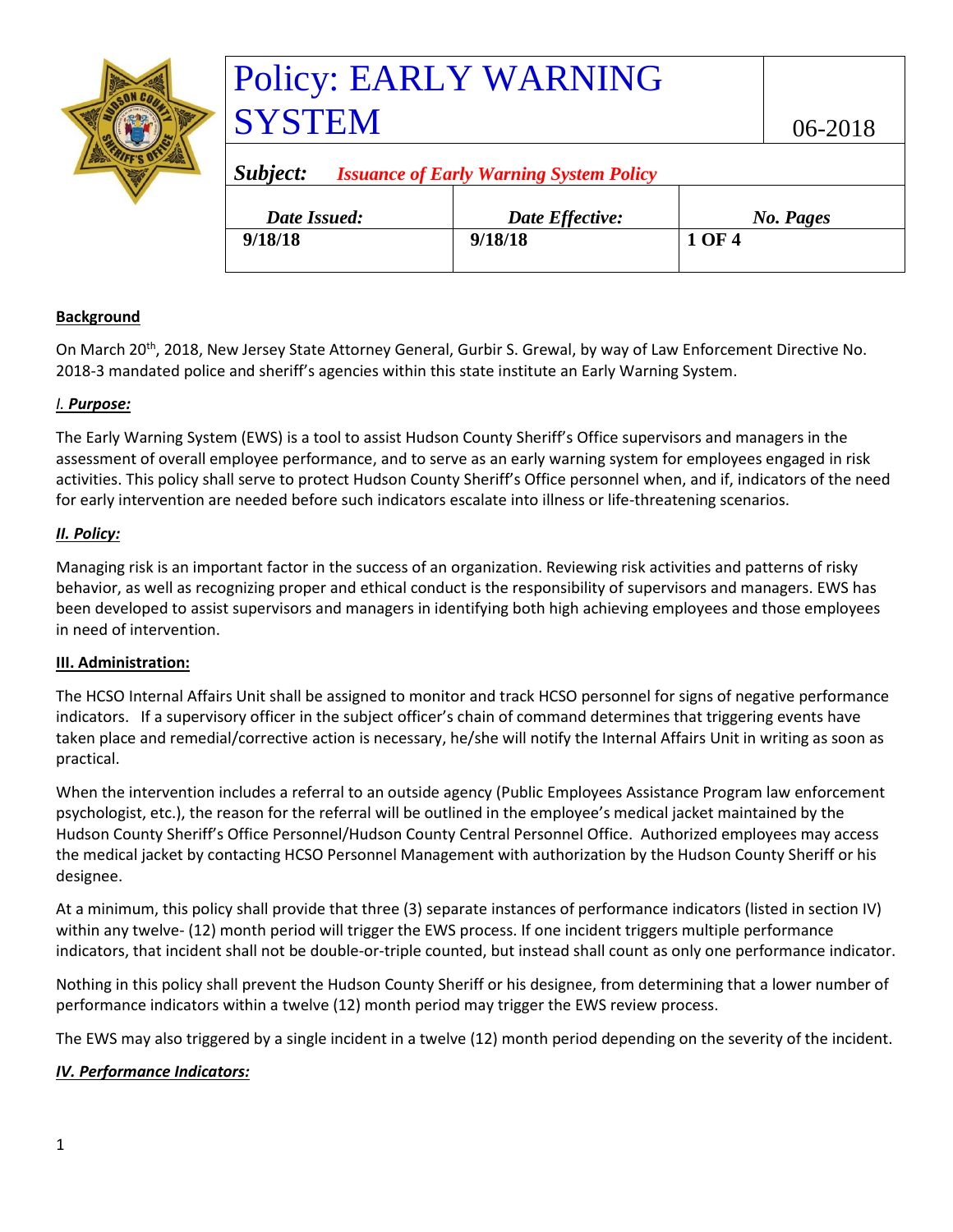# Policy: EARLY WARNING SYSTEM

06-2018

***Subject:*** ***Issuance of Early Warning System Policy***

| *Date Issued:* | *Date Effective:* | *No. Pages* |
|---|---|---|
| **9/18/18** | **9/18/18** | **1 OF 4** |

**Background**

On March 20th, 2018, New Jersey State Attorney General, Gurbir S. Grewal, by way of Law Enforcement Directive No. 2018-3 mandated police and sheriff's agencies within this state institute an Early Warning System.

***I. Purpose:***

The Early Warning System (EWS) is a tool to assist Hudson County Sheriff's Office supervisors and managers in the assessment of overall employee performance, and to serve as an early warning system for employees engaged in risk activities. This policy shall serve to protect Hudson County Sheriff's Office personnel when, and if, indicators of the need for early intervention are needed before such indicators escalate into illness or life-threatening scenarios.

***II. Policy:***

Managing risk is an important factor in the success of an organization. Reviewing risk activities and patterns of risky behavior, as well as recognizing proper and ethical conduct is the responsibility of supervisors and managers. EWS has been developed to assist supervisors and managers in identifying both high achieving employees and those employees in need of intervention.

**III. Administration:**

The HCSO Internal Affairs Unit shall be assigned to monitor and track HCSO personnel for signs of negative performance indicators. If a supervisory officer in the subject officer's chain of command determines that triggering events have taken place and remedial/corrective action is necessary, he/she will notify the Internal Affairs Unit in writing as soon as practical.

When the intervention includes a referral to an outside agency (Public Employees Assistance Program law enforcement psychologist, etc.), the reason for the referral will be outlined in the employee's medical jacket maintained by the Hudson County Sheriff's Office Personnel/Hudson County Central Personnel Office. Authorized employees may access the medical jacket by contacting HCSO Personnel Management with authorization by the Hudson County Sheriff or his designee.

At a minimum, this policy shall provide that three (3) separate instances of performance indicators (listed in section IV) within any twelve- (12) month period will trigger the EWS process. If one incident triggers multiple performance indicators, that incident shall not be double-or-triple counted, but instead shall count as only one performance indicator.

Nothing in this policy shall prevent the Hudson County Sheriff or his designee, from determining that a lower number of performance indicators within a twelve (12) month period may trigger the EWS review process.

The EWS may also triggered by a single incident in a twelve (12) month period depending on the severity of the incident.

***IV. Performance Indicators:***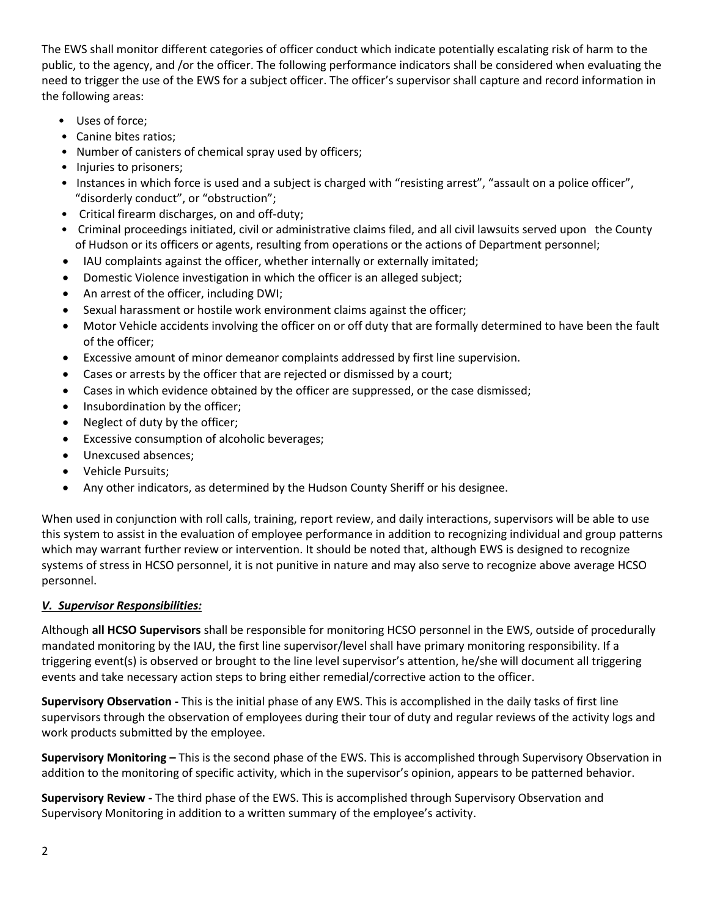The EWS shall monitor different categories of officer conduct which indicate potentially escalating risk of harm to the public, to the agency, and /or the officer. The following performance indicators shall be considered when evaluating the need to trigger the use of the EWS for a subject officer. The officer's supervisor shall capture and record information in the following areas:

- Uses of force;
- Canine bites ratios;
- Number of canisters of chemical spray used by officers;
- Injuries to prisoners;
- Instances in which force is used and a subject is charged with "resisting arrest", "assault on a police officer", "disorderly conduct", or "obstruction";
- Critical firearm discharges, on and off-duty;
- Criminal proceedings initiated, civil or administrative claims filed, and all civil lawsuits served upon the County of Hudson or its officers or agents, resulting from operations or the actions of Department personnel;
- IAU complaints against the officer, whether internally or externally imitated;
- Domestic Violence investigation in which the officer is an alleged subject;
- An arrest of the officer, including DWI;
- Sexual harassment or hostile work environment claims against the officer;
- Motor Vehicle accidents involving the officer on or off duty that are formally determined to have been the fault of the officer;
- Excessive amount of minor demeanor complaints addressed by first line supervision.
- Cases or arrests by the officer that are rejected or dismissed by a court;
- Cases in which evidence obtained by the officer are suppressed, or the case dismissed;
- Insubordination by the officer;
- Neglect of duty by the officer;
- Excessive consumption of alcoholic beverages;
- Unexcused absences;
- Vehicle Pursuits;
- Any other indicators, as determined by the Hudson County Sheriff or his designee.

When used in conjunction with roll calls, training, report review, and daily interactions, supervisors will be able to use this system to assist in the evaluation of employee performance in addition to recognizing individual and group patterns which may warrant further review or intervention. It should be noted that, although EWS is designed to recognize systems of stress in HCSO personnel, it is not punitive in nature and may also serve to recognize above average HCSO personnel.

## *V. Supervisor Responsibilities:*

Although **all HCSO Supervisors** shall be responsible for monitoring HCSO personnel in the EWS, outside of procedurally mandated monitoring by the IAU, the first line supervisor/level shall have primary monitoring responsibility. If a triggering event(s) is observed or brought to the line level supervisor's attention, he/she will document all triggering events and take necessary action steps to bring either remedial/corrective action to the officer.

**Supervisory Observation -** This is the initial phase of any EWS. This is accomplished in the daily tasks of first line supervisors through the observation of employees during their tour of duty and regular reviews of the activity logs and work products submitted by the employee.

**Supervisory Monitoring –** This is the second phase of the EWS. This is accomplished through Supervisory Observation in addition to the monitoring of specific activity, which in the supervisor's opinion, appears to be patterned behavior.

**Supervisory Review -** The third phase of the EWS. This is accomplished through Supervisory Observation and Supervisory Monitoring in addition to a written summary of the employee's activity.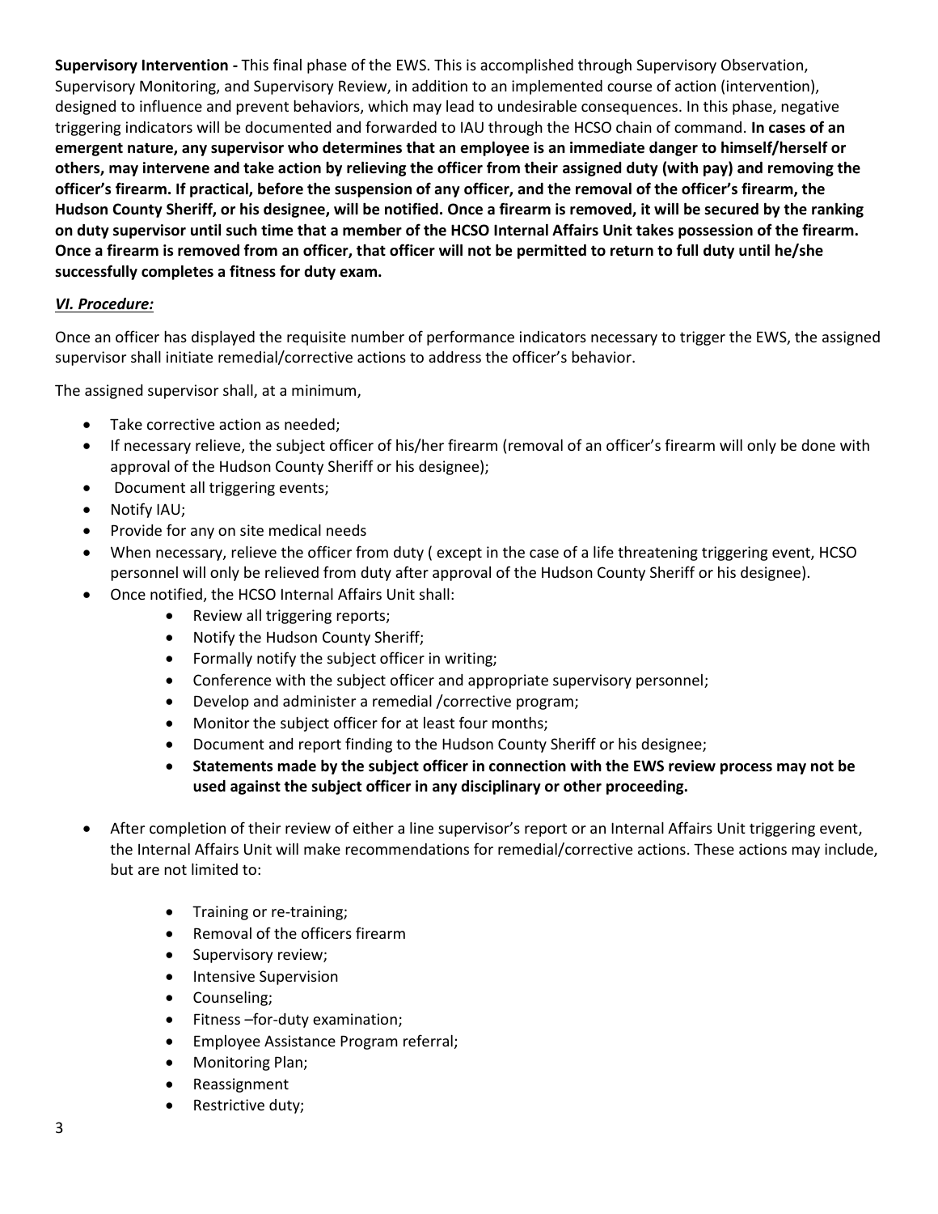**Supervisory Intervention -** This final phase of the EWS. This is accomplished through Supervisory Observation, Supervisory Monitoring, and Supervisory Review, in addition to an implemented course of action (intervention), designed to influence and prevent behaviors, which may lead to undesirable consequences. In this phase, negative triggering indicators will be documented and forwarded to IAU through the HCSO chain of command. **In cases of an emergent nature, any supervisor who determines that an employee is an immediate danger to himself/herself or others, may intervene and take action by relieving the officer from their assigned duty (with pay) and removing the officer's firearm. If practical, before the suspension of any officer, and the removal of the officer's firearm, the Hudson County Sheriff, or his designee, will be notified. Once a firearm is removed, it will be secured by the ranking on duty supervisor until such time that a member of the HCSO Internal Affairs Unit takes possession of the firearm. Once a firearm is removed from an officer, that officer will not be permitted to return to full duty until he/she successfully completes a fitness for duty exam.**

***VI. Procedure:***

Once an officer has displayed the requisite number of performance indicators necessary to trigger the EWS, the assigned supervisor shall initiate remedial/corrective actions to address the officer's behavior.

The assigned supervisor shall, at a minimum,

- Take corrective action as needed;
- If necessary relieve, the subject officer of his/her firearm (removal of an officer's firearm will only be done with approval of the Hudson County Sheriff or his designee);
- Document all triggering events;
- Notify IAU;
- Provide for any on site medical needs
- When necessary, relieve the officer from duty ( except in the case of a life threatening triggering event, HCSO personnel will only be relieved from duty after approval of the Hudson County Sheriff or his designee).
- Once notified, the HCSO Internal Affairs Unit shall:
    - Review all triggering reports;
    - Notify the Hudson County Sheriff;
    - Formally notify the subject officer in writing;
    - Conference with the subject officer and appropriate supervisory personnel;
    - Develop and administer a remedial /corrective program;
    - Monitor the subject officer for at least four months;
    - Document and report finding to the Hudson County Sheriff or his designee;
    - **Statements made by the subject officer in connection with the EWS review process may not be used against the subject officer in any disciplinary or other proceeding.**
- After completion of their review of either a line supervisor's report or an Internal Affairs Unit triggering event, the Internal Affairs Unit will make recommendations for remedial/corrective actions. These actions may include, but are not limited to:
    - Training or re-training;
    - Removal of the officers firearm
    - Supervisory review;
    - Intensive Supervision
    - Counseling;
    - Fitness –for-duty examination;
    - Employee Assistance Program referral;
    - Monitoring Plan;
    - Reassignment
    - Restrictive duty;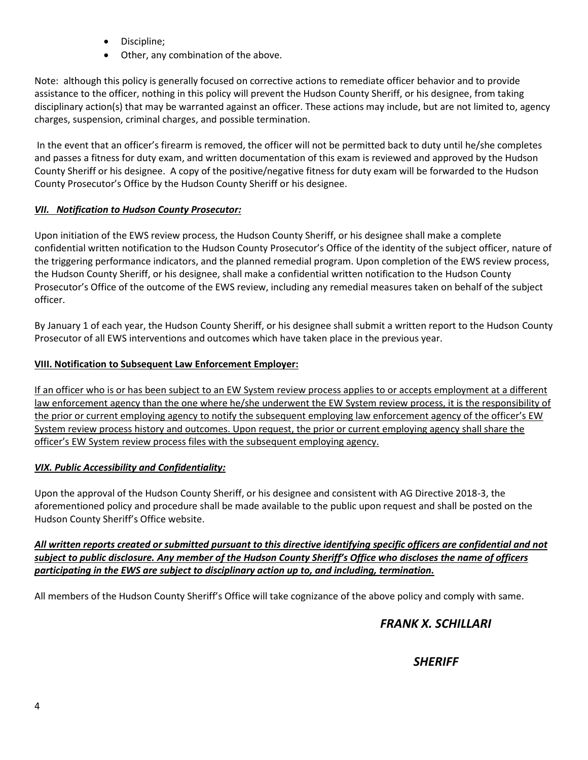- Discipline;
- Other, any combination of the above.

Note: although this policy is generally focused on corrective actions to remediate officer behavior and to provide assistance to the officer, nothing in this policy will prevent the Hudson County Sheriff, or his designee, from taking disciplinary action(s) that may be warranted against an officer. These actions may include, but are not limited to, agency charges, suspension, criminal charges, and possible termination.

In the event that an officer's firearm is removed, the officer will not be permitted back to duty until he/she completes and passes a fitness for duty exam, and written documentation of this exam is reviewed and approved by the Hudson County Sheriff or his designee. A copy of the positive/negative fitness for duty exam will be forwarded to the Hudson County Prosecutor's Office by the Hudson County Sheriff or his designee.

***VII. Notification to Hudson County Prosecutor:***

Upon initiation of the EWS review process, the Hudson County Sheriff, or his designee shall make a complete confidential written notification to the Hudson County Prosecutor's Office of the identity of the subject officer, nature of the triggering performance indicators, and the planned remedial program. Upon completion of the EWS review process, the Hudson County Sheriff, or his designee, shall make a confidential written notification to the Hudson County Prosecutor's Office of the outcome of the EWS review, including any remedial measures taken on behalf of the subject officer.

By January 1 of each year, the Hudson County Sheriff, or his designee shall submit a written report to the Hudson County Prosecutor of all EWS interventions and outcomes which have taken place in the previous year.

**VIII. Notification to Subsequent Law Enforcement Employer:**

If an officer who is or has been subject to an EW System review process applies to or accepts employment at a different law enforcement agency than the one where he/she underwent the EW System review process, it is the responsibility of the prior or current employing agency to notify the subsequent employing law enforcement agency of the officer's EW System review process history and outcomes. Upon request, the prior or current employing agency shall share the officer's EW System review process files with the subsequent employing agency.

***VIX. Public Accessibility and Confidentiality:***

Upon the approval of the Hudson County Sheriff, or his designee and consistent with AG Directive 2018-3, the aforementioned policy and procedure shall be made available to the public upon request and shall be posted on the Hudson County Sheriff's Office website.

***All written reports created or submitted pursuant to this directive identifying specific officers are confidential and not subject to public disclosure. Any member of the Hudson County Sheriff's Office who discloses the name of officers participating in the EWS are subject to disciplinary action up to, and including, termination.***

All members of the Hudson County Sheriff's Office will take cognizance of the above policy and comply with same.

***FRANK X. SCHILLARI***

***SHERIFF***